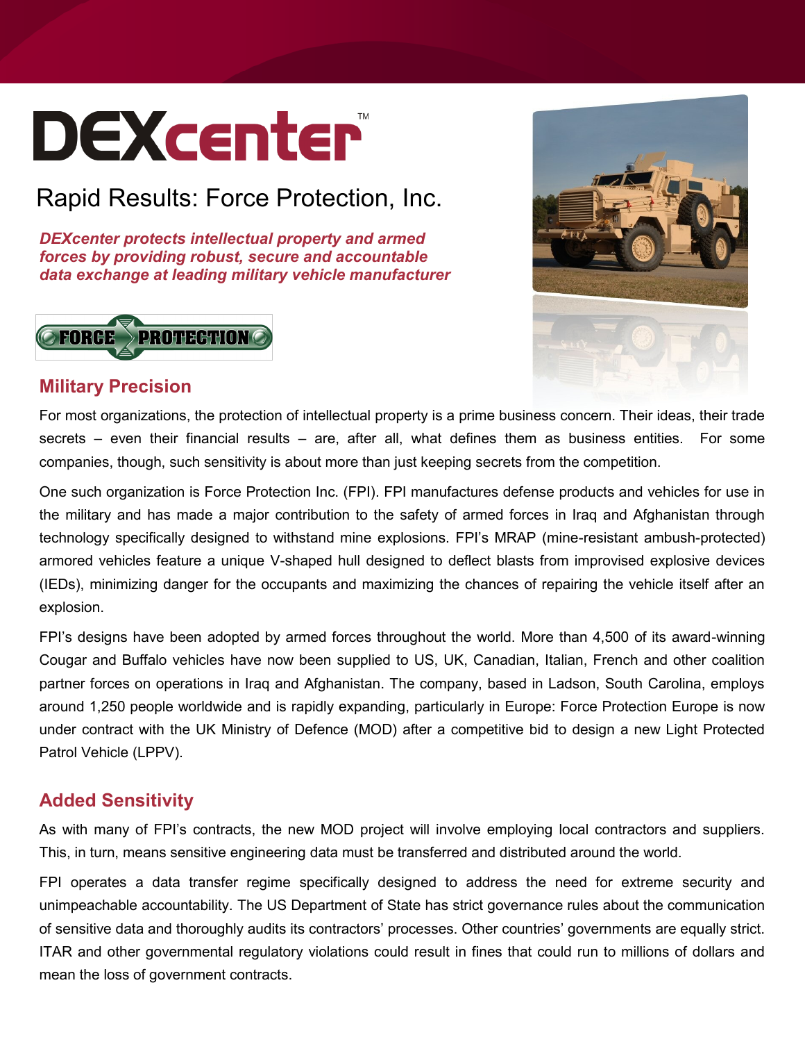# DEXcenter™

## Rapid Results: Force Protection, Inc.

***DEXcenter protects intellectual property and armed forces by providing robust, secure and accountable data exchange at leading military vehicle manufacturer***

## Military Precision

For most organizations, the protection of intellectual property is a prime business concern. Their ideas, their trade secrets – even their financial results – are, after all, what defines them as business entities. For some companies, though, such sensitivity is about more than just keeping secrets from the competition.

One such organization is Force Protection Inc. (FPI). FPI manufactures defense products and vehicles for use in the military and has made a major contribution to the safety of armed forces in Iraq and Afghanistan through technology specifically designed to withstand mine explosions. FPI's MRAP (mine-resistant ambush-protected) armored vehicles feature a unique V-shaped hull designed to deflect blasts from improvised explosive devices (IEDs), minimizing danger for the occupants and maximizing the chances of repairing the vehicle itself after an explosion.

FPI's designs have been adopted by armed forces throughout the world. More than 4,500 of its award-winning Cougar and Buffalo vehicles have now been supplied to US, UK, Canadian, Italian, French and other coalition partner forces on operations in Iraq and Afghanistan. The company, based in Ladson, South Carolina, employs around 1,250 people worldwide and is rapidly expanding, particularly in Europe: Force Protection Europe is now under contract with the UK Ministry of Defence (MOD) after a competitive bid to design a new Light Protected Patrol Vehicle (LPPV).

## Added Sensitivity

As with many of FPI's contracts, the new MOD project will involve employing local contractors and suppliers. This, in turn, means sensitive engineering data must be transferred and distributed around the world.

FPI operates a data transfer regime specifically designed to address the need for extreme security and unimpeachable accountability. The US Department of State has strict governance rules about the communication of sensitive data and thoroughly audits its contractors' processes. Other countries' governments are equally strict. ITAR and other governmental regulatory violations could result in fines that could run to millions of dollars and mean the loss of government contracts.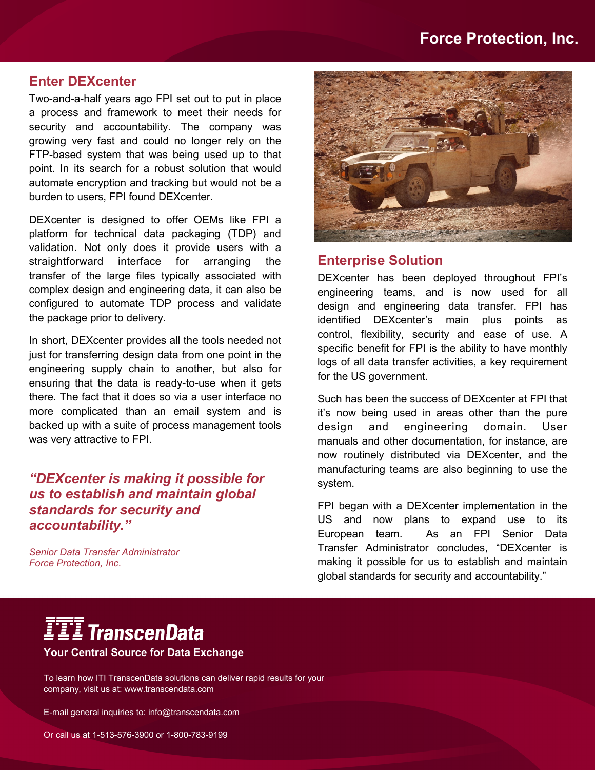## Enter DEXcenter

Two-and-a-half years ago FPI set out to put in place a process and framework to meet their needs for security and accountability. The company was growing very fast and could no longer rely on the FTP-based system that was being used up to that point. In its search for a robust solution that would automate encryption and tracking but would not be a burden to users, FPI found DEXcenter.

DEXcenter is designed to offer OEMs like FPI a platform for technical data packaging (TDP) and validation. Not only does it provide users with a straightforward interface for arranging the transfer of the large files typically associated with complex design and engineering data, it can also be configured to automate TDP process and validate the package prior to delivery.

In short, DEXcenter provides all the tools needed not just for transferring design data from one point in the engineering supply chain to another, but also for ensuring that the data is ready-to-use when it gets there. The fact that it does so via a user interface no more complicated than an email system and is backed up with a suite of process management tools was very attractive to FPI.

***"DEXcenter is making it possible for us to establish and maintain global standards for security and accountability."***

*Senior Data Transfer Administrator*
*Force Protection, Inc.*

## Enterprise Solution

DEXcenter has been deployed throughout FPI's engineering teams, and is now used for all design and engineering data transfer. FPI has identified DEXcenter's main plus points as control, flexibility, security and ease of use. A specific benefit for FPI is the ability to have monthly logs of all data transfer activities, a key requirement for the US government.

Such has been the success of DEXcenter at FPI that it's now being used in areas other than the pure design and engineering domain. User manuals and other documentation, for instance, are now routinely distributed via DEXcenter, and the manufacturing teams are also beginning to use the system.

FPI began with a DEXcenter implementation in the US and now plans to expand use to its European team. As an FPI Senior Data Transfer Administrator concludes, "DEXcenter is making it possible for us to establish and maintain global standards for security and accountability."

**ITI TranscenData**

**Your Central Source for Data Exchange**

To learn how ITI TranscenData solutions can deliver rapid results for your company, visit us at: www.transcendata.com

E-mail general inquiries to: info@transcendata.com

Or call us at 1-513-576-3900 or 1-800-783-9199